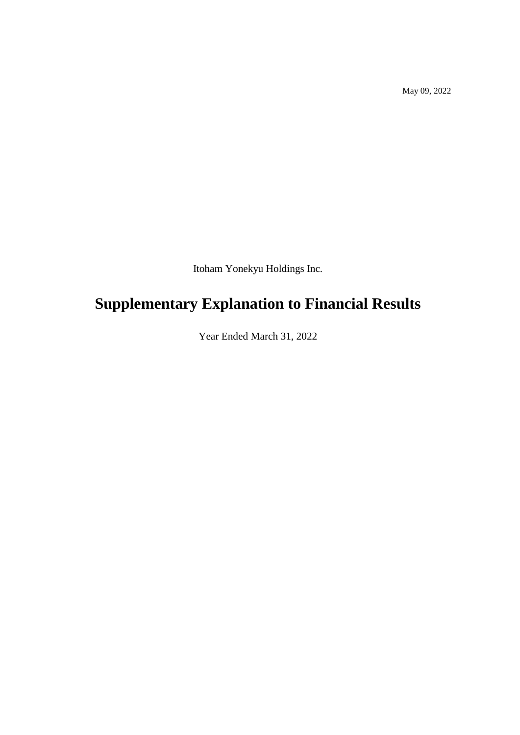May 09, 2022

Itoham Yonekyu Holdings Inc.

# Supplementary Explanation to Financial Results

Year Ended March 31, 2022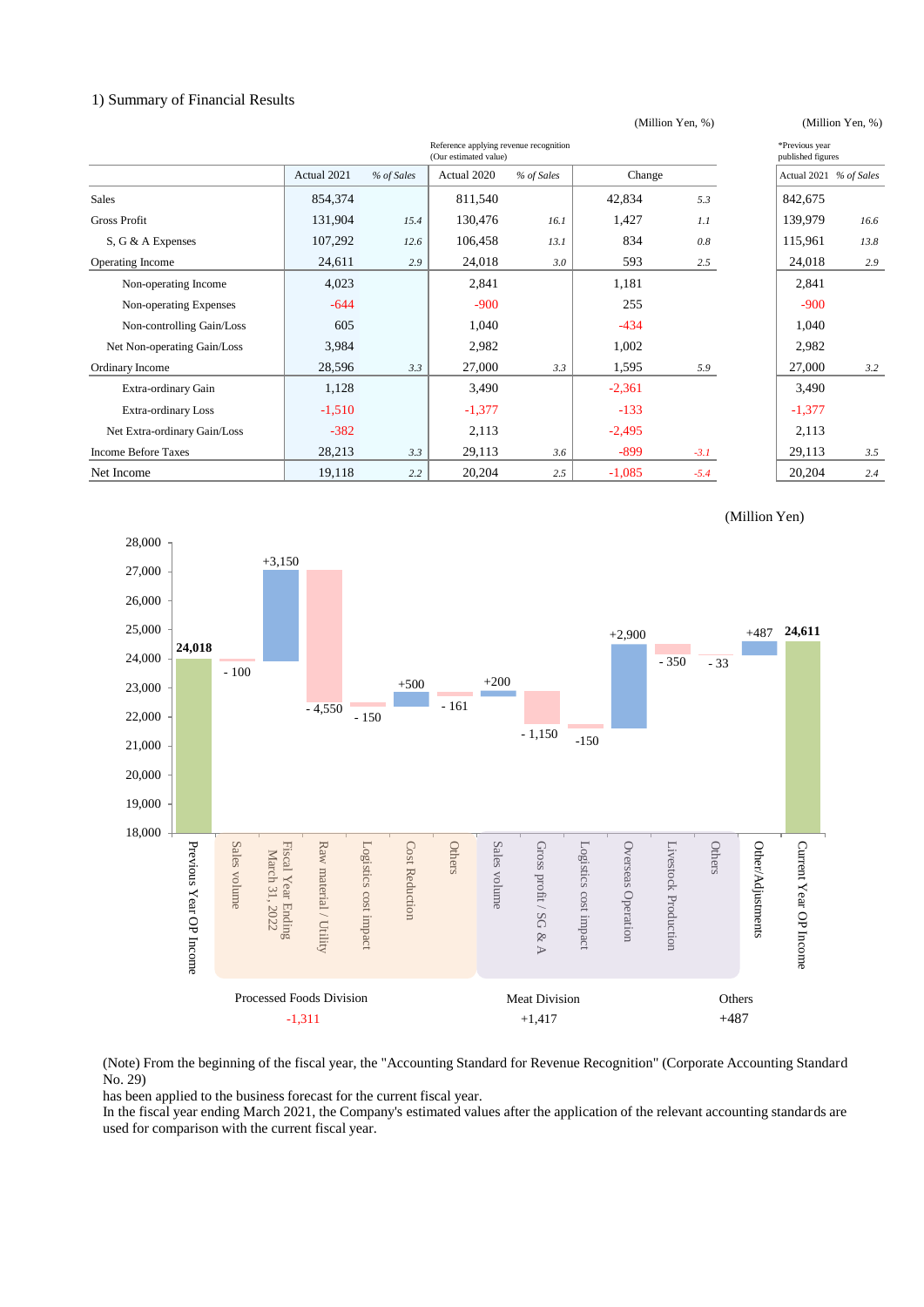1) Summary of Financial Results

(Million Yen, %) (Million Yen, %)

|  | Actual 2021 | % of Sales | Reference applying revenue recognition (Our estimated value) Actual 2020 | % of Sales | Change |  | *Previous year published figures Actual 2021 | % of Sales |
|---|---|---|---|---|---|---|---|---|
| Sales | 854,374 |  | 811,540 |  | 42,834 | 5.3 | 842,675 |  |
| Gross Profit | 131,904 | 15.4 | 130,476 | 16.1 | 1,427 | 1.1 | 139,979 | 16.6 |
| S, G & A Expenses | 107,292 | 12.6 | 106,458 | 13.1 | 834 | 0.8 | 115,961 | 13.8 |
| Operating Income | 24,611 | 2.9 | 24,018 | 3.0 | 593 | 2.5 | 24,018 | 2.9 |
| Non-operating Income | 4,023 |  | 2,841 |  | 1,181 |  | 2,841 |  |
| Non-operating Expenses | -644 |  | -900 |  | 255 |  | -900 |  |
| Non-controlling Gain/Loss | 605 |  | 1,040 |  | -434 |  | 1,040 |  |
| Net Non-operating Gain/Loss | 3,984 |  | 2,982 |  | 1,002 |  | 2,982 |  |
| Ordinary Income | 28,596 | 3.3 | 27,000 | 3.3 | 1,595 | 5.9 | 27,000 | 3.2 |
| Extra-ordinary Gain | 1,128 |  | 3,490 |  | -2,361 |  | 3,490 |  |
| Extra-ordinary Loss | -1,510 |  | -1,377 |  | -133 |  | -1,377 |  |
| Net Extra-ordinary Gain/Loss | -382 |  | 2,113 |  | -2,495 |  | 2,113 |  |
| Income Before Taxes | 28,213 | 3.3 | 29,113 | 3.6 | -899 | -3.1 | 29,113 | 3.5 |
| Net Income | 19,118 | 2.2 | 20,204 | 2.5 | -1,085 | -5.4 | 20,204 | 2.4 |

(Million Yen)

| Item | Value |
|---|---|
| Previous Year OP Income | 24,018 |
| **Processed Foods Division (-1,311)** | |
| Sales volume | - 100 |
| Fiscal Year Ending March 31, 2022 | +3,150 |
| Raw material / Utility | - 4,550 |
| Logistics cost impact | - 150 |
| Cost Reduction | +500 |
| Others | - 161 |
| **Meat Division (+1,417)** | |
| Sales volume | +200 |
| Gross profit / SG & A | - 1,150 |
| Logistics cost impact | -150 |
| Overseas Operation | +2,900 |
| Livestock Production | - 350 |
| Others | - 33 |
| **Others (+487)** | |
| Other/Adjustments | +487 |
| Current Year OP Income | 24,611 |

(Note) From the beginning of the fiscal year, the "Accounting Standard for Revenue Recognition" (Corporate Accounting Standard No. 29)
has been applied to the business forecast for the current fiscal year.
In the fiscal year ending March 2021, the Company's estimated values after the application of the relevant accounting standards are used for comparison with the current fiscal year.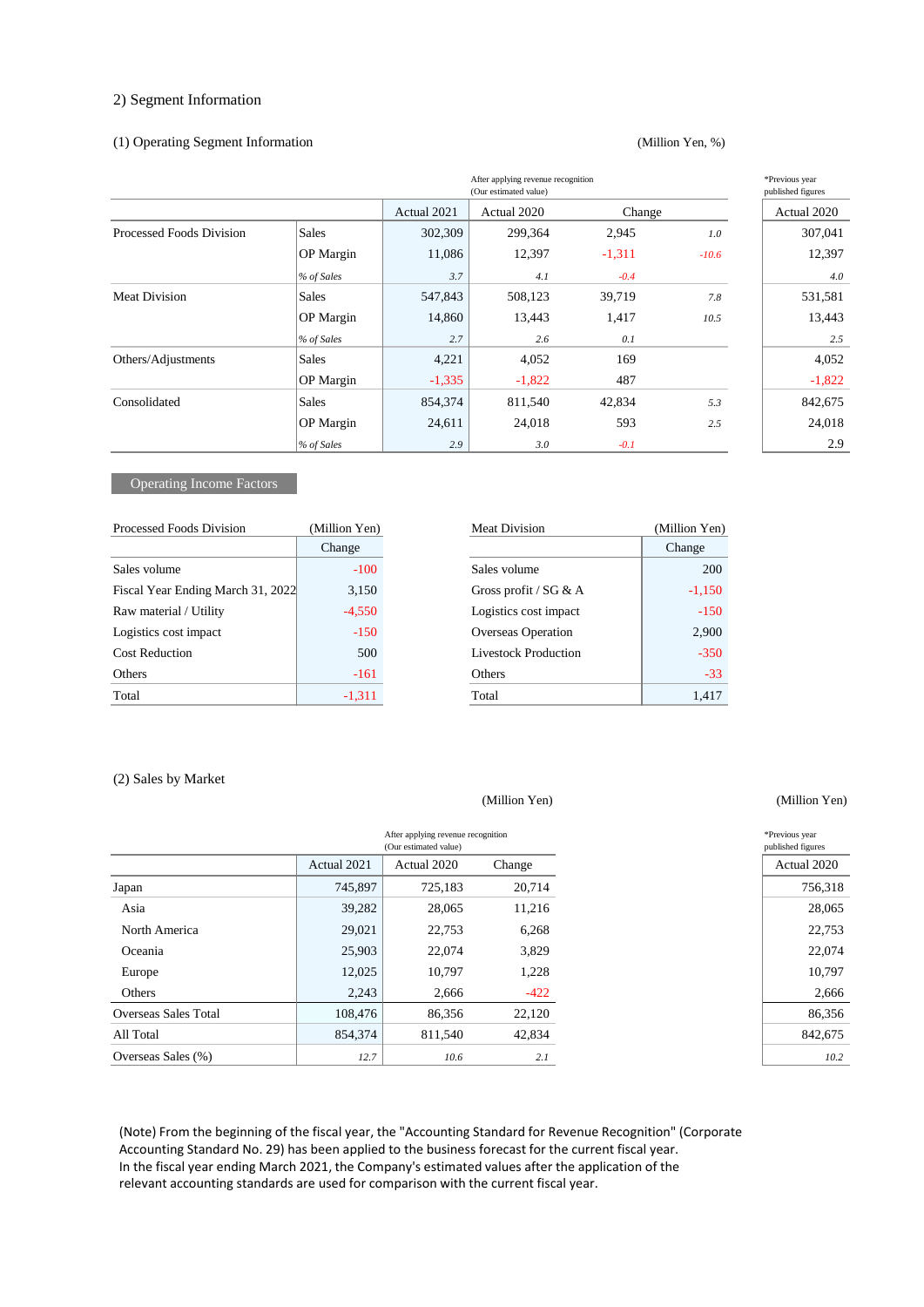## 2) Segment Information

### (1) Operating Segment Information

(Million Yen, %)

| | | Actual 2021 | Actual 2020 (After applying revenue recognition (Our estimated value)) | Change | | *Previous year published figures Actual 2020 |
|---|---|---|---|---|---|---|
| Processed Foods Division | Sales | 302,309 | 299,364 | 2,945 | 1.0 | 307,041 |
| | OP Margin | 11,086 | 12,397 | -1,311 | -10.6 | 12,397 |
| | % of Sales | 3.7 | 4.1 | -0.4 | | 4.0 |
| Meat Division | Sales | 547,843 | 508,123 | 39,719 | 7.8 | 531,581 |
| | OP Margin | 14,860 | 13,443 | 1,417 | 10.5 | 13,443 |
| | % of Sales | 2.7 | 2.6 | 0.1 | | 2.5 |
| Others/Adjustments | Sales | 4,221 | 4,052 | 169 | | 4,052 |
| | OP Margin | -1,335 | -1,822 | 487 | | -1,822 |
| Consolidated | Sales | 854,374 | 811,540 | 42,834 | 5.3 | 842,675 |
| | OP Margin | 24,611 | 24,018 | 593 | 2.5 | 24,018 |
| | % of Sales | 2.9 | 3.0 | -0.1 | | 2.9 |

**Operating Income Factors**

| Processed Foods Division | (Million Yen) Change |
|---|---|
| Sales volume | -100 |
| Fiscal Year Ending March 31, 2022 | 3,150 |
| Raw material / Utility | -4,550 |
| Logistics cost impact | -150 |
| Cost Reduction | 500 |
| Others | -161 |
| Total | -1,311 |

| Meat Division | (Million Yen) Change |
|---|---|
| Sales volume | 200 |
| Gross profit / SG & A | -1,150 |
| Logistics cost impact | -150 |
| Overseas Operation | 2,900 |
| Livestock Production | -350 |
| Others | -33 |
| Total | 1,417 |

### (2) Sales by Market

(Million Yen)

| | Actual 2021 | Actual 2020 (After applying revenue recognition (Our estimated value)) | Change | *Previous year published figures Actual 2020 |
|---|---|---|---|---|
| Japan | 745,897 | 725,183 | 20,714 | 756,318 |
| Asia | 39,282 | 28,065 | 11,216 | 28,065 |
| North America | 29,021 | 22,753 | 6,268 | 22,753 |
| Oceania | 25,903 | 22,074 | 3,829 | 22,074 |
| Europe | 12,025 | 10,797 | 1,228 | 10,797 |
| Others | 2,243 | 2,666 | -422 | 2,666 |
| Overseas Sales Total | 108,476 | 86,356 | 22,120 | 86,356 |
| All Total | 854,374 | 811,540 | 42,834 | 842,675 |
| Overseas Sales (%) | 12.7 | 10.6 | 2.1 | 10.2 |

(Note) From the beginning of the fiscal year, the "Accounting Standard for Revenue Recognition" (Corporate Accounting Standard No. 29) has been applied to the business forecast for the current fiscal year.
In the fiscal year ending March 2021, the Company's estimated values after the application of the relevant accounting standards are used for comparison with the current fiscal year.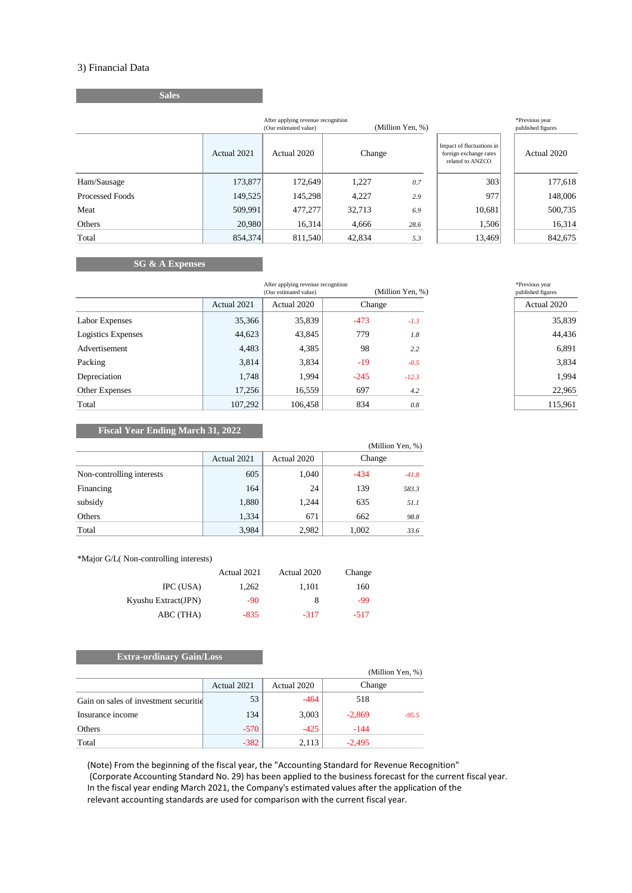## 3) Financial Data

### Sales

After applying revenue recognition (Our estimated value) (Million Yen, %)

*Previous year published figures

| | Actual 2021 | Actual 2020 | Change | | Impact of fluctuations in foreign exchange rates related to ANZCO | Actual 2020 |
|---|---|---|---|---|---|---|
| Ham/Sausage | 173,877 | 172,649 | 1,227 | 0.7 | 303 | 177,618 |
| Processed Foods | 149,525 | 145,298 | 4,227 | 2.9 | 977 | 148,006 |
| Meat | 509,991 | 477,277 | 32,713 | 6.9 | 10,681 | 500,735 |
| Others | 20,980 | 16,314 | 4,666 | 28.6 | 1,506 | 16,314 |
| Total | 854,374 | 811,540 | 42,834 | 5.3 | 13,469 | 842,675 |

### SG & A Expenses

After applying revenue recognition (Our estimated value) (Million Yen, %)

*Previous year published figures

| | Actual 2021 | Actual 2020 | Change | | Actual 2020 |
|---|---|---|---|---|---|
| Labor Expenses | 35,366 | 35,839 | -473 | -1.3 | 35,839 |
| Logistics Expenses | 44,623 | 43,845 | 779 | 1.8 | 44,436 |
| Advertisement | 4,483 | 4,385 | 98 | 2.2 | 6,891 |
| Packing | 3,814 | 3,834 | -19 | -0.5 | 3,834 |
| Depreciation | 1,748 | 1,994 | -245 | -12.3 | 1,994 |
| Other Expenses | 17,256 | 16,559 | 697 | 4.2 | 22,965 |
| Total | 107,292 | 106,458 | 834 | 0.8 | 115,961 |

### Fiscal Year Ending March 31, 2022

(Million Yen, %)

| | Actual 2021 | Actual 2020 | Change | |
|---|---|---|---|---|
| Non-controlling interests | 605 | 1,040 | -434 | -41.8 |
| Financing | 164 | 24 | 139 | 583.3 |
| subsidy | 1,880 | 1,244 | 635 | 51.1 |
| Others | 1,334 | 671 | 662 | 98.8 |
| Total | 3,984 | 2,982 | 1,002 | 33.6 |

*Major G/L( Non-controlling interests)

| | Actual 2021 | Actual 2020 | Change |
|---|---|---|---|
| IPC (USA) | 1,262 | 1,101 | 160 |
| Kyushu Extract(JPN) | -90 | 8 | -99 |
| ABC (THA) | -835 | -317 | -517 |

### Extra-ordinary Gain/Loss

(Million Yen, %)

| | Actual 2021 | Actual 2020 | Change | |
|---|---|---|---|---|
| Gain on sales of investment securitie | 53 | -464 | 518 | |
| Insurance income | 134 | 3,003 | -2,869 | -95.5 |
| Others | -570 | -425 | -144 | |
| Total | -382 | 2,113 | -2,495 | |

(Note) From the beginning of the fiscal year, the "Accounting Standard for Revenue Recognition" (Corporate Accounting Standard No. 29) has been applied to the business forecast for the current fiscal year. In the fiscal year ending March 2021, the Company's estimated values after the application of the relevant accounting standards are used for comparison with the current fiscal year.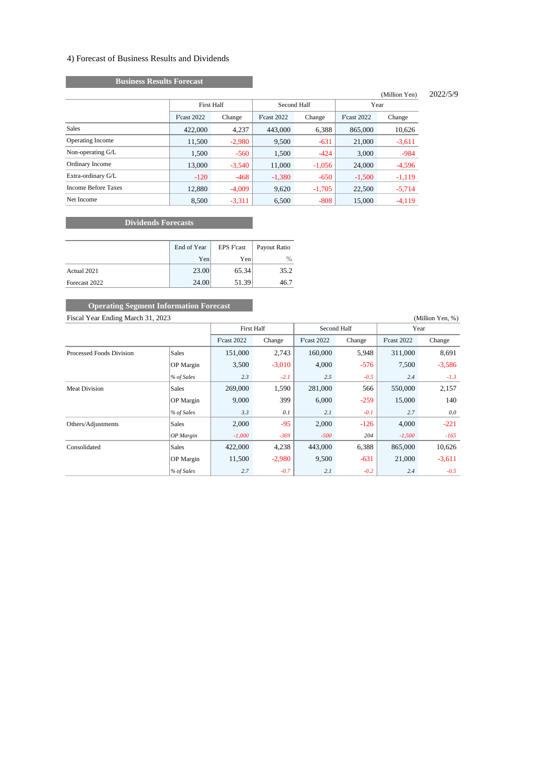4) Forecast of Business Results and Dividends

**Business Results Forecast**

(Million Yen) 2022/5/9

| | First Half | | Second Half | | Year | |
|---|---|---|---|---|---|---|
| | F'cast 2022 | Change | F'cast 2022 | Change | F'cast 2022 | Change |
| Sales | 422,000 | 4,237 | 443,000 | 6,388 | 865,000 | 10,626 |
| Operating Income | 11,500 | -2,980 | 9,500 | -631 | 21,000 | -3,611 |
| Non-operating G/L | 1,500 | -560 | 1,500 | -424 | 3,000 | -984 |
| Ordinary Income | 13,000 | -3,540 | 11,000 | -1,056 | 24,000 | -4,596 |
| Extra-ordinary G/L | -120 | -468 | -1,380 | -650 | -1,500 | -1,119 |
| Income Before Taxes | 12,880 | -4,009 | 9,620 | -1,705 | 22,500 | -5,714 |
| Net Income | 8,500 | -3,311 | 6,500 | -808 | 15,000 | -4,119 |

**Dividends Forecasts**

| | End of Year | EPS F'cast | Payout Ratio |
|---|---|---|---|
| | Yen | Yen | % |
| Actual 2021 | 23.00 | 65.34 | 35.2 |
| Forecast 2022 | 24.00 | 51.39 | 46.7 |

**Operating Segment Information Forecast**

Fiscal Year Ending March 31, 2023 (Million Yen, %)

| | | First Half | | Second Half | | Year | |
|---|---|---|---|---|---|---|---|
| | | F'cast 2022 | Change | F'cast 2022 | Change | F'cast 2022 | Change |
| Processed Foods Division | Sales | 151,000 | 2,743 | 160,000 | 5,948 | 311,000 | 8,691 |
| | OP Margin | 3,500 | -3,010 | 4,000 | -576 | 7,500 | -3,586 |
| | *% of Sales* | *2.3* | *-2.1* | *2.5* | *-0.5* | *2.4* | *-1.3* |
| Meat Division | Sales | 269,000 | 1,590 | 281,000 | 566 | 550,000 | 2,157 |
| | OP Margin | 9,000 | 399 | 6,000 | -259 | 15,000 | 140 |
| | *% of Sales* | *3.3* | *0.1* | *2.1* | *-0.1* | *2.7* | *0.0* |
| Others/Adjustments | Sales | 2,000 | -95 | 2,000 | -126 | 4,000 | -221 |
| | *OP Margin* | *-1,000* | *-369* | *-500* | *204* | *-1,500* | *-165* |
| Consolidated | Sales | 422,000 | 4,238 | 443,000 | 6,388 | 865,000 | 10,626 |
| | OP Margin | 11,500 | -2,980 | 9,500 | -631 | 21,000 | -3,611 |
| | *% of Sales* | *2.7* | *-0.7* | *2.1* | *-0.2* | *2.4* | *-0.5* |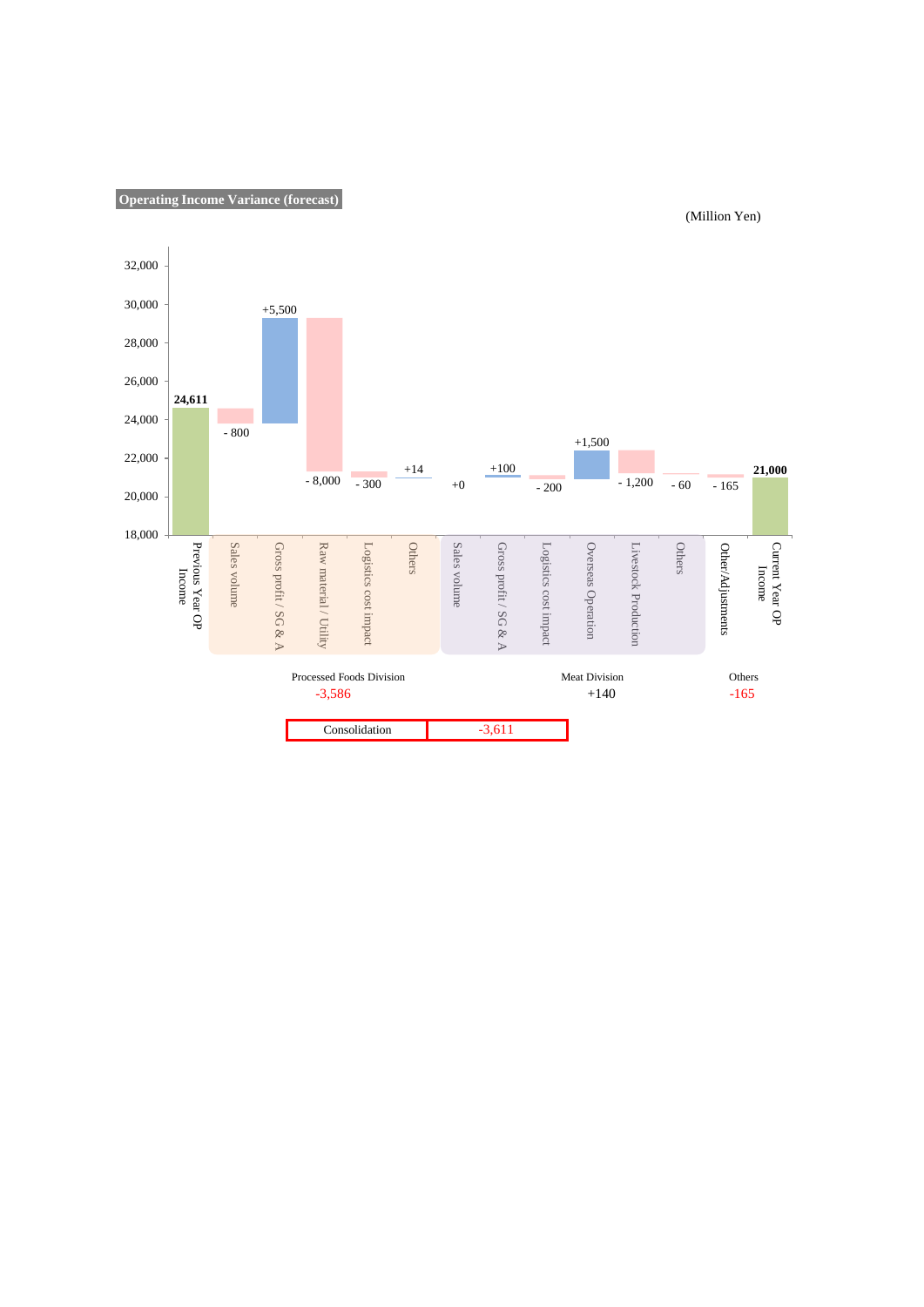## Operating Income Variance (forecast)

(Million Yen)

| Item | Variance |
|---|---|
| Previous Year OP Income | 24,611 |
| **Processed Foods Division** | |
| Sales volume | - 800 |
| Gross profit / SG & A | +5,500 |
| Raw material / Utility | - 8,000 |
| Logistics cost impact | - 300 |
| Others | +14 |
| **Meat Division** | |
| Sales volume | +0 |
| Gross profit / SG & A | +100 |
| Logistics cost impact | - 200 |
| Overseas Operation | +1,500 |
| Livestock Production | - 1,200 |
| Others | - 60 |
| **Others** | |
| Other/Adjustments | - 165 |
| Current Year OP Income | 21,000 |

| Processed Foods Division | Meat Division | Others |
|---|---|---|
| -3,586 | +140 | -165 |

| Consolidation | -3,611 |
|---|---|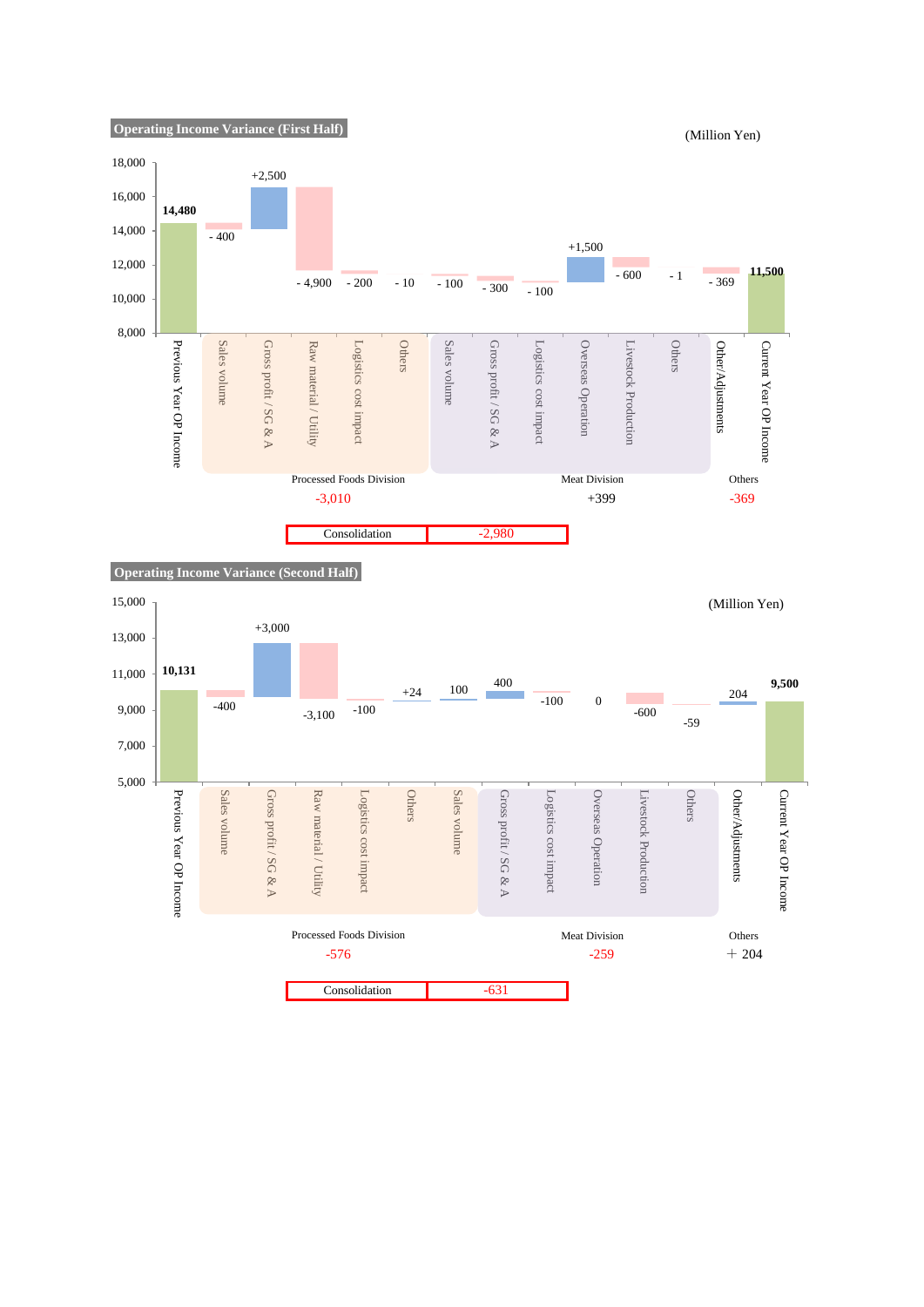## Operating Income Variance (First Half)

(Million Yen)

18,000
16,000
14,000
12,000
10,000
8,000

14,480
- 400
+2,500
- 4,900
- 200
- 10
- 100
- 300
- 100
+1,500
- 600
- 1
- 369
11,500

Previous Year OP Income
Sales volume
Gross profit / SG & A
Raw material / Utility
Logistics cost impact
Others
Sales volume
Gross profit / SG & A
Logistics cost impact
Overseas Operation
Livestock Production
Others
Other/Adjustments
Current Year OP Income

Processed Foods Division
-3,010

Meat Division
+399

Others
-369

| Consolidation | -2,980 |
|---|---|

## Operating Income Variance (Second Half)

(Million Yen)

15,000
13,000
11,000
9,000
7,000
5,000

10,131
-400
+3,000
-3,100
-100
+24
100
400
-100
0
-600
-59
204
9,500

Previous Year OP Income
Sales volume
Gross profit / SG & A
Raw material / Utility
Logistics cost impact
Others
Sales volume
Gross profit / SG & A
Logistics cost impact
Overseas Operation
Livestock Production
Others
Other/Adjustments
Current Year OP Income

Processed Foods Division
-576

Meat Division
-259

Others
＋ 204

| Consolidation | -631 |
|---|---|